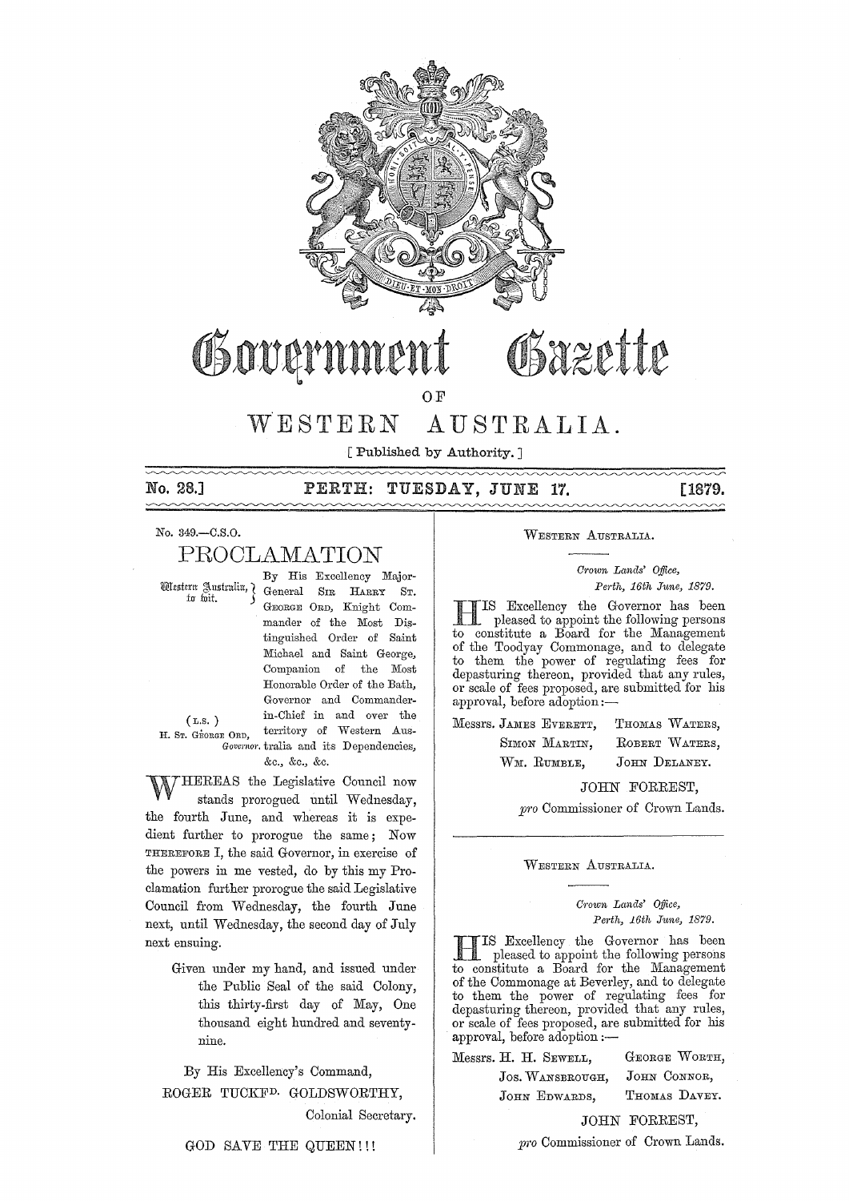# Government Gazette

OF

## WESTERN AUSTRALIA.

[ Published by Authority. ]

**No. 28.] PERTH: TUESDAY, JUNE 17. [1879.**

No. 349.—C.S.O.

## PROCLAMATION

Western Australia, to wit.

By His Excellency Major-General SIR HARRY ST. GEORGE ORD, Knight Commander of the Most Distinguished Order of Saint Michael and Saint George, Companion of the Most Honorable Order of the Bath, Governor and Commander-in-Chief in and over the territory of Western Australia and its Dependencies, &c., &c., &c.

(L.S.)
H. ST. GEORGE ORD,
Governor.

WHEREAS the Legislative Council now stands prorogued until Wednesday, the fourth June, and whereas it is expedient further to prorogue the same; Now THEREFORE I, the said Governor, in exercise of the powers in me vested, do by this my Proclamation further prorogue the said Legislative Council from Wednesday, the fourth June next, until Wednesday, the second day of July next ensuing.

Given under my hand, and issued under the Public Seal of the said Colony, this thirty-first day of May, One thousand eight hundred and seventy-nine.

By His Excellency's Command,

ROGER TUCKFD. GOLDSWORTHY,
Colonial Secretary.

GOD SAVE THE QUEEN!!!

---

WESTERN AUSTRALIA.

*Crown Lands' Office,*
*Perth, 16th June, 1879.*

HIS Excellency the Governor has been pleased to appoint the following persons to constitute a Board for the Management of the Toodyay Commonage, and to delegate to them the power of regulating fees for depasturing thereon, provided that any rules, or scale of fees proposed, are submitted for his approval, before adoption:—

Messrs. JAMES EVERETT, THOMAS WATERS,
SIMON MARTIN, ROBERT WATERS,
WM. RUMBLE, JOHN DELANEY.

JOHN FORREST,
*pro* Commissioner of Crown Lands.

---

WESTERN AUSTRALIA.

*Crown Lands' Office,*
*Perth, 16th June, 1879.*

HIS Excellency the Governor has been pleased to appoint the following persons to constitute a Board for the Management of the Commonage at Beverley, and to delegate to them the power of regulating fees for depasturing thereon, provided that any rules, or scale of fees proposed, are submitted for his approval, before adoption:—

Messrs. H. H. SEWELL, GEORGE WORTH,
JOS. WANSBROUGH, JOHN CONNOR,
JOHN EDWARDS, THOMAS DAVEY.

JOHN FORREST,
*pro* Commissioner of Crown Lands.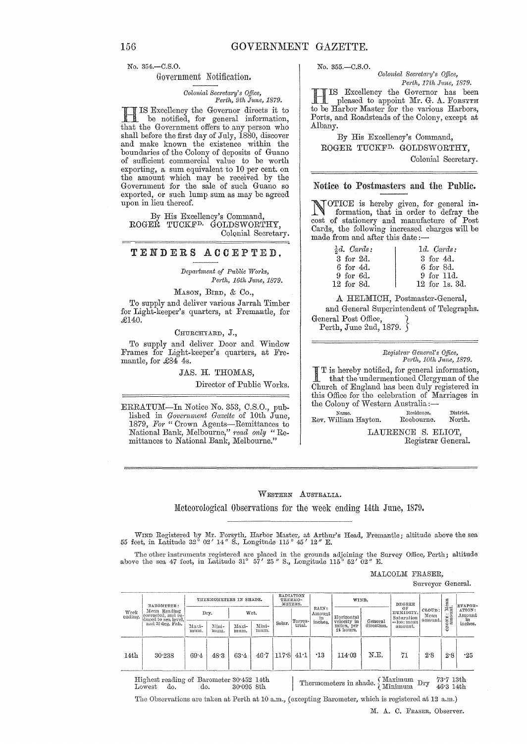No. 354.—C.S.O.

## Government Notification.

*Colonial Secretary's Office,*
*Perth, 9th June, 1879.*

HIS Excellency the Governor directs it to be notified, for general information, that the Government offers to any person who shall before the first day of July, 1880, discover and make known the existence within the boundaries of the Colony of deposits of Guano of sufficient commercial value to be worth exporting, a sum equivalent to 10 per cent. on the amount which may be received by the Government for the sale of such Guano so exported, or such lump sum as may be agreed upon in lieu thereof.

By His Excellency's Command,
ROGER TUCKFD. GOLDSWORTHY,
Colonial Secretary.

## TENDERS ACCEPTED.

*Department of Public Works,*
*Perth, 16th June, 1879.*

MASON, BIRD, & Co.,

To supply and deliver various Jarrah Timber for Light-keeper's quarters, at Fremantle, for £140.

CHURCHYARD, J.,

To supply and deliver Door and Window Frames for Light-keeper's quarters, at Fremantle, for £84 4s.

JAS. H. THOMAS,
Director of Public Works.

ERRATUM—In Notice No. 353, C.S.O., published in *Government Gazette* of 10th June, 1879, *For* "Crown Agents—Remittances to National Bank, Melbourne," *read only* "Remittances to National Bank, Melbourne."

No. 355.—C.S.O.

*Colonial Secretary's Office,*
*Perth, 17th June, 1879.*

HIS Excellency the Governor has been pleased to appoint Mr. G. A. FORSYTH to be Harbor Master for the various Harbors, Ports, and Roadsteads of the Colony, except at Albany.

By His Excellency's Command,
ROGER TUCKFD. GOLDSWORTHY,
Colonial Secretary.

## Notice to Postmasters and the Public.

NOTICE is hereby given, for general information, that in order to defray the cost of stationery and manufacture of Post Cards, the following increased charges will be made from and after this date:—

| ½d. *Cards:* | 1d. *Cards:* |
|---|---|
| 3 for 2d. | 3 for 4d. |
| 6 for 4d. | 6 for 8d. |
| 9 for 6d. | 9 for 11d. |
| 12 for 8d. | 12 for 1s. 3d. |

A HELMICH, Postmaster-General,
and General Superintendent of Telegraphs.

General Post Office,
Perth, June 2nd, 1879.

*Registrar General's Office,*
*Perth, 10th June, 1879.*

IT is hereby notified, for general information, that the undermentioned Clergyman of the Church of England has been duly registered in this Office for the celebration of Marriages in the Colony of Western Australia:—

| Name. | Residence. | District. |
|---|---|---|
| Rev. William Hayton. | Roebourne. | North. |

LAURENCE S. ELIOT,
Registrar General.

WESTERN AUSTRALIA.

## Meteorological Observations for the week ending 14th June, 1879.

WIND Registered by Mr. Forsyth, Harbor Master, at Arthur's Head, Fremantle; altitude above the sea 55 feet, in Latitude 32° 02′ 14″ S., Longitude 115° 45′ 12″ E.

The other instruments registered are placed in the grounds adjoining the Survey Office, Perth; altitude above the sea 47 feet, in Latitude 31° 57′ 25″ S., Longitude 115° 52′ 02″ E.

MALCOLM FRASER,
Surveyor General.

| Week ending. | BAROMETER: Mean Reading corrected, and reduced to sea level, and 32 deg. Fah. | THERMOMETERS IN SHADE. Dry. Maximum. | Dry. Minimum. | Wet. Maximum. | Wet. Minimum. | RADIATION THERMOMETERS. Solar. | Terrestrial. | RAIN: Amount in inches. | WIND. Horizontal velocity in miles, per 24 hours. | WIND. General direction. | DEGREE OF HUMIDITY, Saturation =100: mean amount. | CLOUD: Mean amount. | OZONE: Mean amount. | EVAPORATION: Amount in inches. |
|---|---|---|---|---|---|---|---|---|---|---|---|---|---|---|
| 14th | 30·238 | 69·4 | 48·3 | 63·4 | 46·7 | 117·8 | 41·1 | ·13 | 114·03 | N.E. | 71 | 2·8 | 2·8 | ·25 |

Highest reading of Barometer 30·452 14th
Lowest do. do. 30·095 8th

Thermometers in shade. Dry Maximum 73·7 13th; Minimum 46·3 14th

The Observations are taken at Perth at 10 a.m., (excepting Barometer, which is registered at 12 a.m.)

M. A. C. FRASER, Observer.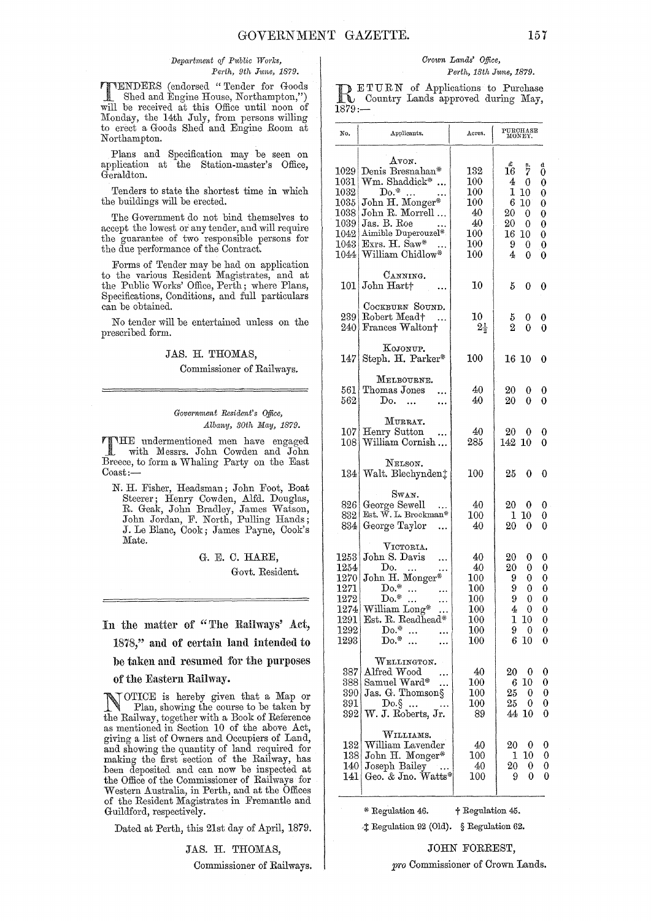*Department of Public Works,*
*Perth, 9th June, 1879.*

TENDERS (endorsed "Tender for Goods Shed and Engine House, Northampton,") will be received at this Office until noon of Monday, the 14th July, from persons willing to erect a Goods Shed and Engine Room at Northampton.

Plans and Specification may be seen on application at the Station-master's Office, Geraldton.

Tenders to state the shortest time in which the buildings will be erected.

The Government do not bind themselves to accept the lowest or any tender, and will require the guarantee of two responsible persons for the due performance of the Contract.

Forms of Tender may be had on application to the various Resident Magistrates, and at the Public Works' Office, Perth; where Plans, Specifications, Conditions, and full particulars can be obtained.

No tender will be entertained unless on the prescribed form.

JAS. H. THOMAS,
Commissioner of Railways.

---

*Government Resident's Office,*
*Albany, 30th May, 1879.*

THE undermentioned men have engaged with Messrs. John Cowden and John Breece, to form a Whaling Party on the East Coast:—

N. H. Fisher, Headsman; John Foot, Boat Steerer; Henry Cowden, Alfd. Douglas, R. Geak, John Bradley, James Watson, John Jordan, F. North, Pulling Hands; J. Le Blanc, Cook; James Payne, Cook's Mate.

G. E. C. HARE,
Govt. Resident.

---

## In the matter of "The Railways' Act, 1878," and of certain land intended to be taken and resumed for the purposes of the Eastern Railway.

NOTICE is hereby given that a Map or Plan, showing the course to be taken by the Railway, together with a Book of Reference as mentioned in Section 10 of the above Act, giving a list of Owners and Occupiers of Land, and showing the quantity of land required for making the first section of the Railway, has been deposited and can now be inspected at the Office of the Commissioner of Railways for Western Australia, in Perth, and at the Offices of the Resident Magistrates in Fremantle and Guildford, respectively.

Dated at Perth, this 21st day of April, 1879.

JAS. H. THOMAS,
Commissioner of Railways.

---

*Crown Lands' Office,*
*Perth, 13th June, 1879.*

RETURN of Applications to Purchase Country Lands approved during May, 1879:—

| No. | Applicants. | Acres. | Purchase Money. £ | s. | d. |
|---|---|---|---|---|---|
| | **Avon.** | | | | |
| 1029 | Denis Bresnahan* | 132 | 16 | 7 | 0 |
| 1031 | Wm. Shaddick* ... | 100 | 4 | 0 | 0 |
| 1032 | Do.* ... ... | 100 | 1 | 10 | 0 |
| 1035 | John H. Monger* | 100 | 6 | 10 | 0 |
| 1038 | John R. Morrell ... | 40 | 20 | 0 | 0 |
| 1039 | Jas. B. Roe ... | 40 | 20 | 0 | 0 |
| 1042 | Aimible Duperouzel* | 100 | 16 | 10 | 0 |
| 1043 | Exrs. H. Saw* ... | 100 | 9 | 0 | 0 |
| 1044 | William Chidlow* | 100 | 4 | 0 | 0 |
| | **Canning.** | | | | |
| 101 | John Hart† ... | 10 | 5 | 0 | 0 |
| | **Cockburn Sound.** | | | | |
| 239 | Robert Mead† ... | 10 | 5 | 0 | 0 |
| 240 | Frances Walton† | 2½ | 2 | 0 | 0 |
| | **Kojonup.** | | | | |
| 147 | Steph. H. Parker* | 100 | 16 | 10 | 0 |
| | **Melbourne.** | | | | |
| 561 | Thomas Jones ... | 40 | 20 | 0 | 0 |
| 562 | Do. ... ... | 40 | 20 | 0 | 0 |
| | **Murray.** | | | | |
| 107 | Henry Sutton ... | 40 | 20 | 0 | 0 |
| 108 | William Cornish ... | 285 | 142 | 10 | 0 |
| | **Nelson.** | | | | |
| 134 | Walt. Blechynden‡ | 100 | 25 | 0 | 0 |
| | **Swan.** | | | | |
| 826 | George Sewell ... | 40 | 20 | 0 | 0 |
| 832 | Est. W. L. Brockman* | 100 | 1 | 10 | 0 |
| 834 | George Taylor ... | 40 | 20 | 0 | 0 |
| | **Victoria.** | | | | |
| 1253 | John S. Davis ... | 40 | 20 | 0 | 0 |
| 1254 | Do. ... ... | 40 | 20 | 0 | 0 |
| 1270 | John H. Monger* | 100 | 9 | 0 | 0 |
| 1271 | Do.* ... ... | 100 | 9 | 0 | 0 |
| 1272 | Do.* ... ... | 100 | 9 | 0 | 0 |
| 1274 | William Long* ... | 100 | 4 | 0 | 0 |
| 1291 | Est. R. Readhead* | 100 | 1 | 10 | 0 |
| 1292 | Do.* ... ... | 100 | 9 | 0 | 0 |
| 1293 | Do.* ... ... | 100 | 6 | 10 | 0 |
| | **Wellington.** | | | | |
| 387 | Alfred Wood ... | 40 | 20 | 0 | 0 |
| 388 | Samuel Ward* ... | 100 | 6 | 10 | 0 |
| 390 | Jas. G. Thomson§ | 100 | 25 | 0 | 0 |
| 391 | Do.§ ... ... | 100 | 25 | 0 | 0 |
| 392 | W. J. Roberts, Jr. | 89 | 44 | 10 | 0 |
| | **Williams.** | | | | |
| 132 | William Lavender | 40 | 20 | 0 | 0 |
| 138 | John H. Monger* | 100 | 1 | 10 | 0 |
| 140 | Joseph Bailey ... | 40 | 20 | 0 | 0 |
| 141 | Geo. & Jno. Watts* | 100 | 9 | 0 | 0 |

\* Regulation 46. † Regulation 45.
‡ Regulation 92 (Old). § Regulation 62.

JOHN FORREST,
*pro* Commissioner of Crown Lands.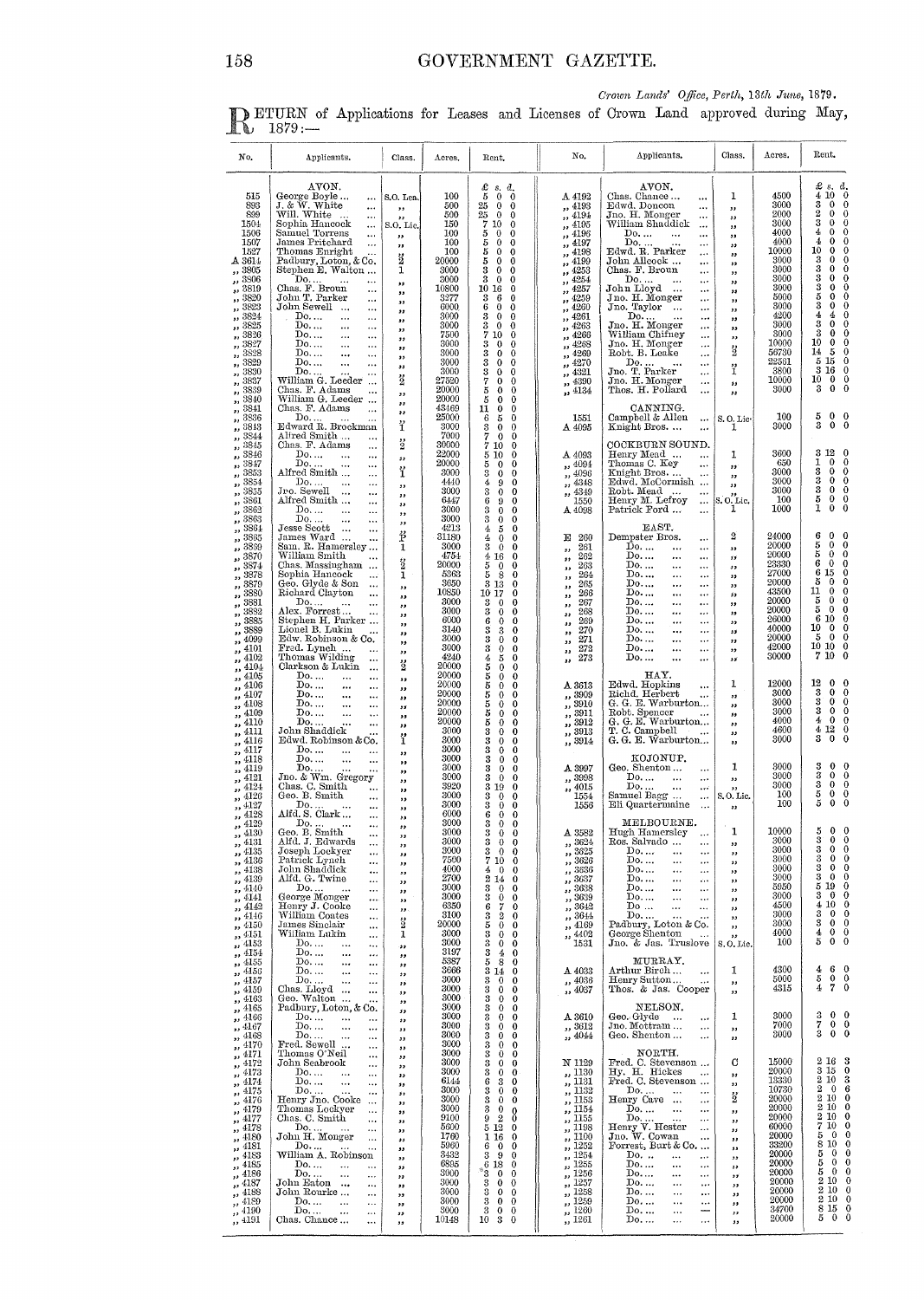*Crown Lands' Office, Perth, 13th June, 1879.*

RETURN of Applications for Leases and Licenses of Crown Land approved during May, 1879:—

| No. | Applicants. | Class. | Acres. | Rent. |
|---|---|---|---|---|
| | AVON. | | | £ s. d. |
| 515 | George Boyle ... | S.O. Lea. | 100 | 5 0 0 |
| 893 | J. & W. White | " | 500 | 25 0 0 |
| 899 | Will. White ... | " | 500 | 25 0 0 |
| 1504 | Sophia Hancock | S.O. Lic. | 150 | 7 10 0 |
| 1506 | Samuel Torrens | " | 100 | 5 0 0 |
| 1507 | James Pritchard | " | 100 | 5 0 0 |
| 1527 | Thomas Enright | " | 100 | 5 0 0 |
| A 3614 | Padbury, Loton, & Co. | 2 | 20000 | 5 0 0 |
| " 3805 | Stephen E. Walton ... | 1 | 3000 | 3 0 0 |
| " 3806 | Do.... | " | 3000 | 3 0 0 |
| " 3819 | Chas. F. Broun | " | 10800 | 10 16 0 |
| " 3820 | John T. Parker | " | 3277 | 3 6 0 |
| " 3823 | John Sewell ... | " | 6000 | 6 0 0 |
| " 3824 | Do.... | " | 3000 | 3 0 0 |
| " 3825 | Do.... | " | 3000 | 3 0 0 |
| " 3826 | Do.... | " | 7500 | 7 10 0 |
| " 3827 | Do.... | " | 3000 | 3 0 0 |
| " 3828 | Do.... | " | 3000 | 3 0 0 |
| " 3829 | Do.... | " | 3000 | 3 0 0 |
| " 3830 | Do.... | " | 3000 | 3 0 0 |
| " 3837 | William G. Leeder ... | 2 | 27520 | 7 0 0 |
| " 3839 | Chas. F. Adams | " | 20000 | 5 0 0 |
| " 3840 | William G. Leeder ... | " | 20000 | 5 0 0 |
| " 3841 | Chas. F. Adams | " | 43469 | 11 0 0 |
| " 3836 | Do.... | " | 25000 | 6 5 0 |
| " 3843 | Edward R. Brockman | 1 | 3000 | 3 0 0 |
| " 3844 | Alfred Smith ... | " | 7000 | 7 0 0 |
| " 3845 | Chas. F. Adams | 2 | 30000 | 7 10 0 |
| " 3846 | Do.... | " | 22000 | 5 10 0 |
| " 3847 | Do.... | " | 20000 | 5 0 0 |
| " 3853 | Alfred Smith ... | 1 | 3000 | 3 0 0 |
| " 3854 | Do.... | " | 4440 | 4 9 0 |
| " 3855 | Jno. Sewell ... | " | 3000 | 3 0 0 |
| " 3861 | Alfred Smith ... | " | 6447 | 6 9 0 |
| " 3862 | Do.... | " | 3000 | 3 0 0 |
| " 3863 | Do.... | " | 3000 | 3 0 0 |
| " 3864 | Jesse Scott ... | " | 4213 | 4 5 0 |
| " 3865 | James Ward ... | 2 | 31180 | 4 0 0 |
| " 3869 | Sam. R. Hamersley ... | 1 | 3000 | 3 0 0 |
| " 3870 | William Smith | " | 4754 | 4 16 0 |
| " 3874 | Chas. Massingham ... | 2 | 20000 | 5 0 0 |
| " 3878 | Sophia Hancock | 1 | 5363 | 5 8 0 |
| " 3879 | Geo. Glyde & Son ... | " | 3650 | 3 13 0 |
| " 3880 | Richard Clayton | " | 10850 | 10 17 0 |
| " 3881 | Do.... | " | 3000 | 3 0 0 |
| " 3882 | Alex. Forrest ... | " | 3000 | 3 0 0 |
| " 3885 | Stephen H. Parker ... | " | 6000 | 6 0 0 |
| " 3889 | Lionel B. Lukin | " | 3140 | 3 3 0 |
| " 4099 | Edw. Robinson & Co. | " | 3000 | 3 0 0 |
| " 4101 | Fred. Lynch ... | " | 3000 | 3 0 0 |
| " 4102 | Thomas Wilding | " | 4240 | 4 5 0 |
| " 4104 | Clarkson & Lukin ... | 2 | 20000 | 5 0 0 |
| " 4105 | Do.... | " | 20000 | 5 0 0 |
| " 4106 | Do.... | " | 20000 | 5 0 0 |
| " 4107 | Do.... | " | 20000 | 5 0 0 |
| " 4108 | Do.... | " | 20000 | 5 0 0 |
| " 4109 | Do.... | " | 20000 | 5 0 0 |
| " 4110 | Do.... | " | 20000 | 5 0 0 |
| " 4111 | John Shaddick | " | 3000 | 3 0 0 |
| " 4116 | Edwd. Robinson & Co. | 1 | 3000 | 3 0 0 |
| " 4117 | Do.... | " | 3000 | 3 0 0 |
| " 4118 | Do.... | " | 3000 | 3 0 0 |
| " 4119 | Do.... | " | 3000 | 3 0 0 |
| " 4121 | Jno. & Wm. Gregory | " | 3000 | 3 0 0 |
| " 4124 | Chas. C. Smith | " | 3920 | 3 19 0 |
| " 4126 | Geo. B. Smith | " | 3000 | 3 0 0 |
| " 4127 | Do.... | " | 3000 | 3 0 0 |
| " 4128 | Alfd. S. Clark ... | " | 6000 | 6 0 0 |
| " 4129 | Do.... | " | 3000 | 3 0 0 |
| " 4130 | Geo. B. Smith | " | 3000 | 3 0 0 |
| " 4131 | Alfd. J. Edwards | " | 3000 | 3 0 0 |
| " 4135 | Joseph Lockyer | " | 3000 | 3 0 0 |
| " 4136 | Patrick Lynch | " | 7500 | 7 10 0 |
| " 4138 | John Shaddick | " | 4000 | 4 0 0 |
| " 4139 | Alfd. G. Twine | " | 2700 | 2 14 0 |
| " 4140 | Do.... | " | 3000 | 3 0 0 |
| " 4141 | George Monger | " | 3000 | 3 0 0 |
| " 4142 | Henry J. Cooke | " | 6350 | 6 7 0 |
| " 4146 | William Coates | " | 3100 | 3 2 0 |
| " 4150 | James Sinclair | 2 | 20000 | 5 0 0 |
| " 4151 | William Lukin | 1 | 3000 | 3 0 0 |
| " 4153 | Do.... | " | 3000 | 3 0 0 |
| " 4154 | Do.... | " | 3197 | 3 4 0 |
| " 4155 | Do.... | " | 5387 | 5 8 0 |
| " 4156 | Do.... | " | 3666 | 3 14 0 |
| " 4157 | Do.... | " | 3000 | 3 0 0 |
| " 4159 | Chas. Lloyd ... | " | 3000 | 3 0 0 |
| " 4163 | Geo. Walton ... | " | 3000 | 3 0 0 |
| " 4165 | Padbury, Loton, & Co. | " | 3000 | 3 0 0 |
| " 4166 | Do.... | " | 3000 | 3 0 0 |
| " 4167 | Do.... | " | 3000 | 3 0 0 |
| " 4168 | Do.... | " | 3000 | 3 0 0 |
| " 4170 | Fred. Sewell ... | " | 3000 | 3 0 0 |
| " 4171 | Thomas O'Neil | " | 3000 | 3 0 0 |
| " 4172 | John Seabrook | " | 3000 | 3 0 0 |
| " 4173 | Do.... | " | 3000 | 3 0 0 |
| " 4174 | Do.... | " | 6144 | 6 3 0 |
| " 4175 | Do.... | " | 3000 | 3 0 0 |
| " 4176 | Henry Jno. Cooke ... | " | 3000 | 3 0 0 |
| " 4179 | Thomas Lockyer | " | 3000 | 3 0 0 |
| " 4177 | Chas. C. Smith | " | 9100 | 9 2 0 |
| " 4178 | Do.... | " | 5600 | 5 12 0 |
| " 4180 | John H. Monger | " | 1760 | 1 16 0 |
| " 4181 | Do.... | " | 5960 | 6 0 0 |
| " 4183 | William A. Robinson | " | 3432 | 3 9 0 |
| " 4185 | Do.... | " | 6895 | 6 18 0 |
| " 4186 | Do.... | " | 3000 | 3 0 0 |
| " 4187 | John Eaton ... | " | 3000 | 3 0 0 |
| " 4188 | John Rourke ... | " | 3000 | 3 0 0 |
| " 4189 | Do.... | " | 3000 | 3 0 0 |
| " 4190 | Do.... | " | 3000 | 3 0 0 |
| " 4191 | Chas. Chance ... | " | 10148 | 10 3 0 |
| | AVON. | | | |
| A 4192 | Chas. Chance ... | 1 | 4500 | 4 10 0 |
| " 4193 | Edwd. Doncon | " | 3000 | 3 0 0 |
| " 4194 | Jno. H. Monger | " | 2000 | 2 0 0 |
| " 4195 | William Shaddick | " | 3000 | 3 0 0 |
| " 4196 | Do.... | " | 4000 | 4 0 0 |
| " 4197 | Do.... | " | 4000 | 4 0 0 |
| " 4198 | Edwd. R. Parker | " | 10000 | 10 0 0 |
| " 4199 | John Allcock ... | " | 3000 | 3 0 0 |
| " 4253 | Chas. F. Broun | " | 3000 | 3 0 0 |
| " 4254 | Do.... | " | 3000 | 3 0 0 |
| " 4257 | John Lloyd ... | " | 3000 | 3 0 0 |
| " 4259 | Jno. H. Monger | " | 5000 | 5 0 0 |
| " 4260 | Jno. Taylor ... | " | 3000 | 3 0 0 |
| " 4261 | Do.... | " | 4200 | 4 4 0 |
| " 4263 | Jno. H. Monger | " | 3000 | 3 0 0 |
| " 4266 | William Chifney | " | 3000 | 3 0 0 |
| " 4268 | Jno. H. Monger | " | 10000 | 10 0 0 |
| " 4269 | Robt. B. Leake | 2 | 56730 | 14 5 0 |
| " 4270 | Do.... | " | 22561 | 5 15 0 |
| " 4321 | Jno. T. Parker | 1 | 3800 | 3 16 0 |
| " 4390 | Jno. H. Monger | " | 10000 | 10 0 0 |
| " 4134 | Thos. H. Pollard | " | 3000 | 3 0 0 |
| | CANNING. | | | |
| 1551 | Campbell & Allen | S. O. Lic. | 100 | 5 0 0 |
| A 4095 | Knight Bros. ... | 1 | 3000 | 3 0 0 |
| | COCKBURN SOUND. | | | |
| A 4093 | Henry Mead ... | 1 | 3600 | 3 12 0 |
| " 4094 | Thomas C. Key | " | 650 | 1 0 0 |
| " 4096 | Knight Bros. ... | " | 3000 | 3 0 0 |
| " 4348 | Edwd. McCormish ... | " | 3000 | 3 0 0 |
| " 4349 | Robt. Mead ... | " | 3000 | 3 0 0 |
| " 1550 | Henry M. Lefroy ... | S. O. Lic. | 100 | 5 0 0 |
| A 4098 | Patrick Ford ... | 1 | 1000 | 1 0 0 |
| | EAST. | | | |
| E 260 | Dempster Bros. | 2 | 24000 | 6 0 0 |
| " 261 | Do.... | " | 20000 | 5 0 0 |
| " 262 | Do.... | " | 20000 | 5 0 0 |
| " 263 | Do.... | " | 23330 | 6 0 0 |
| " 264 | Do.... | " | 27000 | 6 15 0 |
| " 265 | Do.... | " | 20000 | 5 0 0 |
| " 266 | Do.... | " | 43500 | 11 0 0 |
| " 267 | Do.... | " | 20000 | 5 0 0 |
| " 268 | Do.... | " | 20000 | 5 0 0 |
| " 269 | Do.... | " | 26000 | 6 10 0 |
| " 270 | Do.... | " | 40000 | 10 0 0 |
| " 271 | Do.... | " | 20000 | 5 0 0 |
| " 272 | Do.... | " | 42000 | 10 10 0 |
| " 273 | Do.... | " | 30000 | 7 10 0 |
| | HAY. | | | |
| A 3613 | Edwd. Hopkins | 1 | 12000 | 12 0 0 |
| " 3909 | Richd. Herbert | " | 3000 | 3 0 0 |
| " 3910 | G. G. E. Warburton... | " | 3000 | 3 0 0 |
| " 3911 | Robt. Spencer | " | 3000 | 3 0 0 |
| " 3912 | G. G. E. Warburton... | " | 4000 | 4 0 0 |
| " 3913 | T. C. Campbell | " | 4600 | 4 12 0 |
| " 3914 | G. G. E. Warburton... | " | 3000 | 3 0 0 |
| | KOJONUP. | | | |
| A 3997 | Geo. Shenton ... | 1 | 3000 | 3 0 0 |
| " 3998 | Do.... | " | 3000 | 3 0 0 |
| " 4015 | Do.... | " | 3000 | 3 0 0 |
| 1554 | Samuel Bagg ... | S. O. Lic. | 100 | 5 0 0 |
| 1556 | Eli Quartermaine | " | 100 | 5 0 0 |
| | MELBOURNE. | | | |
| A 3582 | Hugh Hamersley | 1 | 10000 | 5 0 0 |
| " 3624 | Ros. Salvado ... | " | 3000 | 3 0 0 |
| " 3625 | Do.... | " | 3000 | 3 0 0 |
| " 3626 | Do.... | " | 3000 | 3 0 0 |
| " 3636 | Do.... | " | 3000 | 3 0 0 |
| " 3637 | Do.... | " | 3000 | 3 0 0 |
| " 3638 | Do.... | " | 5850 | 5 19 0 |
| " 3639 | Do.... | " | 3000 | 3 0 0 |
| " 3642 | Do.... | " | 4500 | 4 10 0 |
| " 3644 | Do.... | " | 3000 | 3 0 0 |
| " 4169 | Padbury, Loton & Co. | " | 3000 | 3 0 0 |
| " 4402 | George Shenton | " | 4000 | 4 0 0 |
| 1531 | Jno. & Jas. Truslove | S. O. Lic. | 100 | 5 0 0 |
| | MURRAY. | | | |
| A 4036 | Arthur Birch ... | 1 | 4300 | 4 6 0 |
| " 4036 | Henry Sutton ... | " | 5000 | 5 0 0 |
| " 4037 | Thos. & Jas. Cooper | " | 4315 | 4 7 0 |
| | NELSON. | | | |
| A 3610 | Geo. Glyde ... | 1 | 3000 | 3 0 0 |
| " 3612 | Jno. Mottram ... | " | 7000 | 7 0 0 |
| " 4044 | Geo. Shenton ... | " | 3000 | 3 0 0 |
| | NORTH. | | | |
| N 1129 | Fred. C. Stevenson ... | C | 15000 | 2 16 3 |
| " 1130 | Hy. H. Hickes | " | 20000 | 3 15 0 |
| " 1131 | Fred. C. Stevenson ... | " | 13330 | 2 10 3 |
| " 1132 | Do.... | " | 10730 | 2 0 6 |
| " 1153 | Henry Cave ... | 2 | 20000 | 2 10 0 |
| " 1154 | Do.... | " | 20000 | 2 10 0 |
| " 1155 | Do.... | " | 20000 | 2 10 0 |
| " 1198 | Henry V. Hester | " | 60000 | 7 10 0 |
| " 1100 | Jno. W. Cowan | " | 20000 | 5 0 0 |
| " 1252 | Forrest, Burt & Co. ... | " | 33200 | 8 10 0 |
| " 1254 | Do.... | " | 20000 | 5 0 0 |
| " 1255 | Do.... | " | 20000 | 5 0 0 |
| " 1256 | Do.... | " | 20000 | 5 0 0 |
| " 1257 | Do.... | " | 20000 | 2 10 0 |
| " 1258 | Do.... | " | 20000 | 2 10 0 |
| " 1259 | Do.... | " | 20000 | 2 10 0 |
| " 1260 | Do.... | " | 34700 | 8 15 0 |
| " 1261 | Do.... | " | 20000 | 5 0 0 |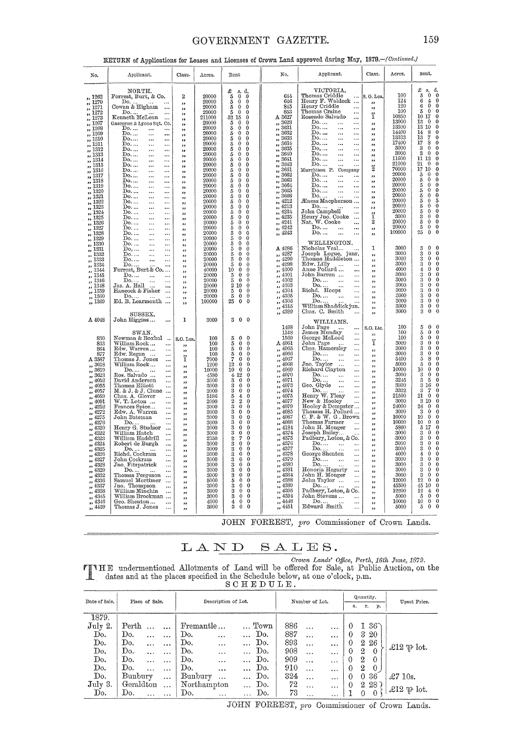RETURN of Applications for Leases and Licenses of Crown Land approved during May, 1879.—*(Continued.)*

| No. | Applicant. | Class. | Acres. | Rent £ s. d. |
|---|---|---|---|---|
| | NORTH. | | | |
| „ 1262 | Forrest, Burt, & Co. | 2 | 20000 | 5 0 0 |
| „ 1270 | Do. ... | „ | 20000 | 5 0 0 |
| „ 1271 | Cowan & Higham ... | „ | 20000 | 5 0 0 |
| „ 1272 | Do. ... | „ | 20000 | 5 0 0 |
| „ 1273 | Kenneth McLean ... | „ | 211000 | 52 15 0 |
| „ 1307 | Gascoyne & Lyons Sqt. Co. | „ | 20000 | 5 0 0 |
| „ 1308 | Do. ... | „ | 20000 | 5 0 0 |
| „ 1309 | Do. ... | „ | 20000 | 5 0 0 |
| „ 1310 | Do. ... | „ | 20000 | 5 0 0 |
| „ 1311 | Do. ... | „ | 20000 | 5 0 0 |
| „ 1312 | Do. ... | „ | 20000 | 5 0 0 |
| „ 1313 | Do. ... | „ | 20000 | 5 0 0 |
| „ 1314 | Do. ... | „ | 20000 | 5 0 0 |
| „ 1315 | Do. ... | „ | 20000 | 5 0 0 |
| „ 1316 | Do. ... | „ | 20000 | 5 0 0 |
| „ 1317 | Do. ... | „ | 20000 | 5 0 0 |
| „ 1318 | Do. ... | „ | 20000 | 5 0 0 |
| „ 1319 | Do. ... | „ | 20000 | 5 0 0 |
| „ 1320 | Do. ... | „ | 20000 | 5 0 0 |
| „ 1321 | Do. ... | „ | 20000 | 5 0 0 |
| „ 1322 | Do. ... | „ | 20000 | 5 0 0 |
| „ 1323 | Do. ... | „ | 20000 | 5 0 0 |
| „ 1324 | Do. ... | „ | 20000 | 5 0 0 |
| „ 1325 | Do. ... | „ | 20000 | 5 0 0 |
| „ 1326 | Do. ... | „ | 20000 | 5 0 0 |
| „ 1327 | Do. ... | „ | 20000 | 5 0 0 |
| „ 1328 | Do. ... | „ | 20000 | 5 0 0 |
| „ 1329 | Do. ... | „ | 20000 | 5 0 0 |
| „ 1330 | Do. ... | „ | 20000 | 5 0 0 |
| „ 1331 | Do. ... | „ | 20000 | 5 0 0 |
| „ 1332 | Do. ... | „ | 20000 | 5 0 0 |
| „ 1333 | Do. ... | „ | 20000 | 5 0 0 |
| „ 1334 | Do. ... | „ | 20000 | 5 0 0 |
| „ 1344 | Forrest, Burt & Co. ... | „ | 40000 | 10 0 0 |
| „ 1345 | Do. ... | „ | 20000 | 5 0 0 |
| „ 1346 | Do. ... | „ | 20000 | 5 0 0 |
| „ 1348 | Jas. A. Hall ... | „ | 20000 | 2 10 0 |
| „ 1359 | Hancock & Fisher ... | „ | 20000 | 5 0 0 |
| „ 1360 | Do. ... | „ | 20000 | 5 0 0 |
| „ 1369 | Ed. B. Learmonth ... | „ | 100000 | 25 0 0 |
| | SUSSEX. | | | |
| A 4048 | John Higgins ... | 1 | 3000 | 3 0 0 |
| | SWAN. | | | |
| 830 | Newman & Boxhal ... | S.O. Lea. | 100 | 5 0 0 |
| 833 | William Rock... | „ | 100 | 5 0 0 |
| 864 | Edw. Warren ... | „ | 100 | 5 0 0 |
| 877 | Edw. Regan ... | „ | 100 | 5 0 0 |
| A 3587 | Thomas J. Jones ... | 1 | 7000 | 7 0 0 |
| „ 3618 | William Rock... | „ | 1200 | 12 0 0 |
| „ 3619 | Do. ... | „ | 10000 | 10 0 0 |
| „ 3623 | Ros. Salvado ... | „ | 4580 | 4 12 0 |
| „ 4052 | David Anderson ... | „ | 3000 | 3 0 0 |
| „ 4055 | Thomas Elliott ... | „ | 3000 | 3 0 0 |
| „ 4057 | M. & J. & J. Clune ... | „ | 3000 | 3 0 0 |
| „ 4059 | Chas. A. Glover ... | „ | 5186 | 5 4 0 |
| „ 4091 | W. T. Loton ... | „ | 2090 | 2 2 0 |
| „ 4252 | Frances Spice... | „ | 3000 | 3 0 0 |
| „ 4272 | Edw. A. Warren ... | „ | 3000 | 3 0 0 |
| „ 4275 | John Bateman ... | „ | 3000 | 3 0 0 |
| „ 4276 | Do. ... | „ | 3000 | 3 0 0 |
| „ 4320 | Henry G. Studsor ... | „ | 3000 | 3 0 0 |
| „ 4322 | William Hatch ... | „ | 3000 | 3 0 0 |
| „ 4323 | William Haddrill ... | „ | 2350 | 2 7 0 |
| „ 4324 | Robert de Burgh ... | „ | 3000 | 3 0 0 |
| „ 4325 | Do. ... | „ | 3000 | 3 0 0 |
| „ 4326 | Richd. Cockram ... | „ | 3000 | 3 0 0 |
| „ 4327 | John Cockram ... | „ | 3000 | 3 0 0 |
| „ 4328 | Jno. Fitzpatrick ... | „ | 3000 | 3 0 0 |
| „ 4329 | Do. ... | „ | 3000 | 3 0 0 |
| „ 4332 | Thomas Ferguson ... | „ | 3000 | 3 0 0 |
| „ 4336 | Samuel Mortimer ... | „ | 5000 | 5 0 0 |
| „ 4337 | Jno. Thompson ... | „ | 3000 | 3 0 0 |
| „ 4338 | William Minchin ... | „ | 3000 | 3 0 0 |
| „ 4345 | William Brockman ... | „ | 3000 | 3 0 0 |
| „ 4346 | Geo. Shenton ... | „ | 4000 | 4 0 0 |
| „ 4439 | Thomas J. Jones ... | „ | 3000 | 3 0 0 |
| | VICTORIA. | | | |
| 644 | Thomas Criddle ... | S. O. Lea. | 100 | 5 0 0 |
| 646 | Henry F. Waldeck ... | „ | 124 | 6 4 0 |
| 845 | Henry Criddle ... | „ | 120 | 6 0 0 |
| 853 | Thomas Craine ... | „ | 100 | 5 0 0 |
| A 3627 | Rosendo Salvado ... | 1 | 10850 | 10 17 0 |
| „ 3628 | Do. ... | „ | 13000 | 13 0 0 |
| „ 3631 | Do. ... | „ | 13500 | 13 10 0 |
| „ 3632 | Do. ... | „ | 14400 | 14 8 0 |
| „ 3633 | Do. ... | „ | 13333 | 13 7 0 |
| „ 3634 | Do. ... | „ | 17400 | 17 8 0 |
| „ 3635 | Do. ... | „ | 3000 | 3 0 0 |
| „ 3640 | Do. ... | „ | 3000 | 3 0 0 |
| „ 3641 | Do. ... | „ | 11600 | 11 12 0 |
| „ 3643 | Do. ... | „ | 21000 | 21 0 0 |
| „ 3651 | Murchison P. Company | 2 | 70000 | 17 10 0 |
| „ 3662 | Do. ... | „ | 20000 | 5 0 0 |
| „ 3663 | Do. ... | „ | 20000 | 5 0 0 |
| „ 3664 | Do. ... | „ | 20000 | 5 0 0 |
| „ 3665 | Do. ... | „ | 20000 | 5 0 0 |
| „ 3666 | Do. ... | „ | 20000 | 5 0 0 |
| „ 4212 | Æneas Macpherson ... | „ | 20000 | 5 0 5 |
| „ 4213 | Do. ... | „ | 20000 | 5 0 0 |
| „ 4234 | John Campbell ... | „ | 20000 | 5 0 0 |
| „ 4235 | Henry Jno. Cooke ... | 1 | 3000 | 3 0 0 |
| „ 4241 | Nat. W. Cooke ... | 2 | 20000 | 5 0 0 |
| „ 4242 | Do. ... | „ | 20000 | 5 0 0 |
| „ 4243 | Do. ... | „ | 100000 | 25 0 0 |
| | WELLINGTON. | | | |
| A 4286 | Nicholas Veal... | 1 | 3000 | 3 0 0 |
| „ 4287 | Joseph Logue, junr. | „ | 3000 | 3 0 0 |
| „ 4290 | Thomas Haddleton ... | „ | 3000 | 3 0 0 |
| „ 4298 | Edw. Lilly ... | „ | 3000 | 3 0 0 |
| „ 4300 | Anne Pollard ... | „ | 4000 | 4 0 0 |
| „ 4301 | John Barron ... | „ | 3000 | 3 0 0 |
| „ 4302 | Do. ... | „ | 3000 | 3 0 0 |
| „ 4303 | Do. ... | „ | 3000 | 3 0 0 |
| „ 4304 | Richd. Hoops ... | „ | 3000 | 3 0 0 |
| „ 4305 | Do. ... | „ | 3000 | 3 0 0 |
| „ 4306 | Do. ... | „ | 3000 | 3 0 0 |
| „ 4315 | William Shaddick jun. | „ | 3000 | 3 0 0 |
| „ 4399 | Chas. C. Smith ... | „ | 3000 | 3 0 0 |
| | WILLIAMS. | | | |
| 1498 | John Page ... | S.O. Lic. | 100 | 5 0 0 |
| 1518 | James Munday ... | „ | 100 | 5 0 0 |
| 1569 | George McLeod ... | „ | 100 | 5 0 0 |
| A 4061 | John Page ... | 1 | 3000 | 3 0 0 |
| „ 4065 | Chas. Hamersley ... | „ | 3000 | 3 0 0 |
| „ 4066 | Do. ... | „ | 3000 | 3 0 0 |
| „ 4067 | Do. ... | „ | 5400 | 5 8 0 |
| „ 4068 | Jno. Taylor ... | „ | 5000 | 5 0 0 |
| „ 4069 | Richard Clayton ... | „ | 10000 | 10 0 0 |
| „ 4070 | Do. ... | „ | 3000 | 3 0 0 |
| „ 4071 | Do. ... | „ | 3245 | 3 5 0 |
| „ 4073 | Geo. Glyde ... | „ | 3300 | 3 16 0 |
| „ 4074 | Do. ... | „ | 3322 | 3 7 0 |
| „ 4075 | Henry W. Fleay ... | „ | 21500 | 21 0 0 |
| „ 4077 | New & Hooley ... | „ | 3000 | 3 10 0 |
| „ 4079 | Hooley & Dempster ... | „ | 24000 | 24 0 0 |
| „ 4085 | Thomas H. Pollard ... | „ | 3000 | 3 0 0 |
| „ 4087 | C. F. & W. G. Brown | „ | 10000 | 10 0 0 |
| „ 4088 | Thomas Farmer ... | „ | 10000 | 10 0 0 |
| „ 4184 | John H. Monger ... | „ | 5360 | 5 17 0 |
| „ 4374 | Joseph Bailey... | „ | 3000 | 3 0 0 |
| „ 4375 | Padbury, Loton, & Co. | „ | 3000 | 3 0 0 |
| „ 4376 | Do. ... | „ | 3000 | 3 0 0 |
| „ 4377 | Do. ... | „ | 3000 | 3 0 0 |
| „ 4378 | George Shenton ... | „ | 4000 | 4 0 0 |
| „ 4379 | Do. ... | „ | 3000 | 3 0 0 |
| „ 4380 | Do. ... | „ | 3000 | 3 0 0 |
| „ 4381 | Honoria Hegarty ... | „ | 3000 | 3 0 0 |
| „ 4384 | John H. Monger ... | „ | 3000 | 3 0 0 |
| „ 4388 | John Taylor ... | „ | 12000 | 13 0 0 |
| „ 4389 | Do. ... | „ | 45500 | 45 10 0 |
| „ 4395 | Padbury, Loton, & Co. | „ | 12200 | 12 4 0 |
| „ 4394 | John Stevens ... | „ | 5000 | 5 0 0 |
| „ 4448 | Do. ... | „ | 10000 | 10 0 0 |
| „ 4451 | Edward Smith ... | „ | 5000 | 5 0 0 |

JOHN FORREST, *pro* Commissioner of Crown Lands.

# LAND SALES.

*Crown Lands' Office, Perth, 16th June, 1879.*

THE undermentioned Allotments of Land will be offered for Sale, at Public Auction, on the dates and at the places specified in the Schedule below, at one o'clock, p.m.

SCHEDULE.

| Date of Sale. | Place of Sale. | Description of Lot. | | Number of Lot. | Quantity. a. | r. | p. | Upset Price. |
|---|---|---|---|---|---|---|---|---|
| 1879. | | | | | | | | |
| July 2. | Perth ... ... | Fremantle ... | ... Town | 886 ... ... | 0 | 1 | 36 | £12 ℔ lot. |
| Do. | Do. ... ... | Do. ... | ... Do. | 887 ... ... | 0 | 3 | 20 | |
| Do. | Do. ... ... | Do. ... | ... Do. | 893 ... ... | 0 | 2 | 26 | |
| Do. | Do. ... ... | Do. ... | ... Do. | 908 ... ... | 0 | 2 | 0 | |
| Do. | Do. ... ... | Do. ... | ... Do. | 909 ... ... | 0 | 2 | 0 | |
| Do. | Do. ... ... | Do. ... | ... Do. | 910 ... ... | 0 | 2 | 0 | |
| Do. | Bunbury ... | Bunbury ... | ... Do. | 324 ... ... | 0 | 0 | 36 | £7 10s. |
| July 3. | Geraldton ... | Northampton | ... Do. | 72 ... ... | 0 | 2 | 28 | £12 ℔ lot. |
| Do. | Do. ... ... | Do. ... | ... Do. | 73 ... ... | 1 | 0 | 0 | |

JOHN FORREST, *pro* Commissioner of Crown Lands.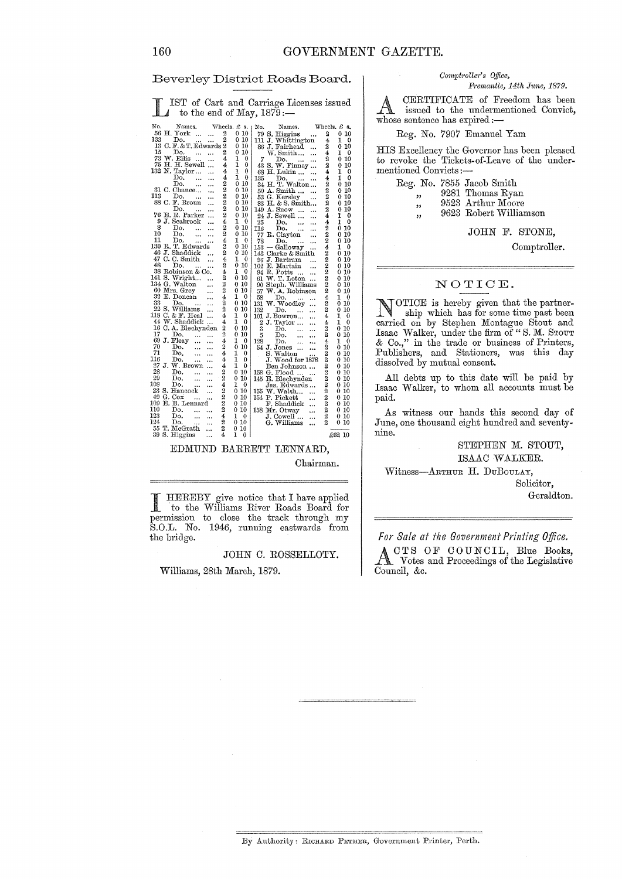## Beverley District Roads Board.

LIST of Cart and Carriage Licenses issued to the end of May, 1879:—

| No. | Names. | Wheels. | £ | s. |
|---|---|---|---|---|
| 56 | H. York ... ... | 2 | 0 | 10 |
| 133 | Do. ... ... | 2 | 0 | 10 |
| 13 | C. F. & T. Edwards | 2 | 0 | 10 |
| 15 | Do. ... ... | 2 | 0 | 10 |
| 73 | W. Ellis ... ... | 4 | 1 | 0 |
| 75 | H. H. Sewell ... | 4 | 1 | 0 |
| 132 | N. Taylor... ... | 4 | 1 | 0 |
| | Do. ... ... | 4 | 1 | 0 |
| | Do. ... ... | 2 | 0 | 10 |
| 31 | C. Chance... ... | 2 | 0 | 10 |
| 113 | Do. ... ... | 2 | 0 | 10 |
| 88 | C. F. Broun ... | 2 | 0 | 10 |
| | Do. ... ... | 2 | 0 | 10 |
| 76 | E. R. Parker ... | 2 | 0 | 10 |
| 9 | J. Seabrook ... | 4 | 1 | 0 |
| 8 | Do. ... ... | 2 | 0 | 10 |
| 10 | Do. ... ... | 2 | 0 | 10 |
| 11 | Do. ... ... | 4 | 1 | 0 |
| 130 | R. T. Edwards | 2 | 0 | 10 |
| 46 | J. Shaddick ... | 2 | 0 | 10 |
| 47 | C. C. Smith ... | 4 | 1 | 0 |
| 48 | Do. ... ... | 2 | 0 | 10 |
| 38 | Robinson & Co. | 4 | 1 | 0 |
| 141 | S. Wright... ... | 2 | 0 | 10 |
| 134 | G. Walton ... | 2 | 0 | 10 |
| 60 | Mrs. Grey ... | 2 | 0 | 10 |
| 32 | E. Doncan ... | 4 | 1 | 0 |
| 33 | Do. ... ... | 2 | 0 | 10 |
| 22 | S. Williams ... | 2 | 0 | 10 |
| 118 | C. & F. Heal ... | 4 | 1 | 0 |
| 44 | W. Shaddick ... | 4 | 1 | 0 |
| 16 | C. A. Blechynden | 2 | 0 | 10 |
| 17 | Do. ... ... | 2 | 0 | 10 |
| 69 | J. Fleay ... ... | 4 | 1 | 0 |
| 70 | Do. ... ... | 2 | 0 | 10 |
| 71 | Do. ... ... | 4 | 1 | 0 |
| 116 | Do. ... ... | 4 | 1 | 0 |
| 27 | J. W. Brown ... | 4 | 1 | 0 |
| 28 | Do. ... ... | 2 | 0 | 10 |
| 29 | Do. ... ... | 2 | 0 | 10 |
| 108 | Do. ... ... | 4 | 1 | 0 |
| 23 | S. Hancock ... | 2 | 0 | 10 |
| 49 | G. Cox ... ... | 2 | 0 | 10 |
| 109 | E. B. Lennard | 2 | 0 | 10 |
| 110 | Do. ... ... | 2 | 0 | 10 |
| 123 | Do. ... ... | 4 | 1 | 0 |
| 124 | Do. ... ... | 2 | 0 | 10 |
| 55 | T. McGrath ... | 2 | 0 | 10 |
| 39 | S. Higgins ... | 4 | 1 | 0 |
| 79 | S. Higgins ... | 2 | 0 | 10 |
| 111 | J. Whittington | 4 | 1 | 0 |
| 86 | J. Fairhead ... | 2 | 0 | 10 |
| | W. Smith... ... | 4 | 1 | 0 |
| 7 | Do. ... ... | 2 | 0 | 10 |
| 43 | S. W. Finney ... | 2 | 0 | 10 |
| 68 | H. Lukin ... ... | 4 | 1 | 0 |
| 135 | Do. ... ... | 4 | 1 | 0 |
| 34 | H. T. Walton ... | 2 | 0 | 10 |
| 50 | A. Smith ... ... | 2 | 0 | 10 |
| 53 | G. Kersley ... | 2 | 0 | 10 |
| 83 | H. & S. Smith... | 2 | 0 | 10 |
| 149 | A. Snow ... ... | 2 | 0 | 10 |
| 24 | J. Sewell ... ... | 4 | 1 | 0 |
| 25 | Do. ... ... | 4 | 1 | 0 |
| 116 | Do. ... ... | 2 | 0 | 10 |
| 77 | R. Clayton ... | 2 | 0 | 10 |
| 78 | Do. ... ... | 2 | 0 | 10 |
| 153 | — Galloway ... | 4 | 1 | 0 |
| 143 | Clarke & Smith | 2 | 0 | 10 |
| 96 | J. Bartram ... | 2 | 0 | 10 |
| 102 | E. Martain ... | 2 | 0 | 10 |
| 94 | R. Potts ... ... | 2 | 0 | 10 |
| 61 | W. T. Loton ... | 2 | 0 | 10 |
| 90 | Steph. Williams | 2 | 0 | 10 |
| 57 | W. A. Robinson | 2 | 0 | 10 |
| 58 | Do. ... ... | 4 | 1 | 0 |
| 131 | W. Woodley ... | 2 | 0 | 10 |
| 132 | Do. ... ... | 2 | 0 | 10 |
| 101 | J. Bowron... ... | 4 | 1 | 0 |
| 2 | J. Taylor ... ... | 4 | 1 | 0 |
| 3 | Do. ... ... | 2 | 0 | 10 |
| 5 | Do. ... ... | 2 | 0 | 10 |
| 128 | Do. ... ... | 4 | 1 | 0 |
| 54 | J. Jones ... ... | 2 | 0 | 10 |
| | S. Walton ... | 2 | 0 | 10 |
| | J. Wood for 1878 | 2 | 0 | 10 |
| | Ben Johnson ... | 2 | 0 | 10 |
| 158 | G. Flood ... ... | 2 | 0 | 10 |
| 145 | E. Blechynden | 2 | 0 | 10 |
| | Jas. Edwards ... | 2 | 0 | 10 |
| 155 | W. Walsh... ... | 2 | 0 | 10 |
| 154 | P. Pickett ... | 2 | 0 | 10 |
| | F. Shaddick ... | 2 | 0 | 10 |
| 158 | Mr. Otway ... | 2 | 0 | 10 |
| | J. Cowell ... ... | 2 | 0 | 10 |
| | G. Williams ... | 2 | 0 | 10 |
| | | | £62 | 10 |

EDMUND BARRETT LENNARD,

Chairman.

---

I HEREBY give notice that I have applied to the Williams River Roads Board for permission to close the track through my S.O.L. No. 1946, running eastwards from the bridge.

JOHN C. ROSSELLOTY.

Williams, 28th March, 1879.

---

*Comptroller's Office,*
*Fremantle, 14th June, 1879.*

A CERTIFICATE of Freedom has been issued to the undermentioned Convict, whose sentence has expired:—

Reg. No. 7907 Emanuel Yam

HIS Excellency the Governor has been pleased to revoke the Tickets-of-Leave of the undermentioned Convicts:—

Reg. No. 7855 Jacob Smith
" 9281 Thomas Ryan
" 9523 Arthur Moore
" 9623 Robert Williamson

JOHN F. STONE,

Comptroller.

---

## NOTICE.

NOTICE is hereby given that the partnership which has for some time past been carried on by Stephen Montague Stout and Isaac Walker, under the firm of "S. M. STOUT & Co.," in the trade or business of Printers, Publishers, and Stationers, was this day dissolved by mutual consent.

All debts up to this date will be paid by Isaac Walker, to whom all accounts must be paid.

As witness our hands this second day of June, one thousand eight hundred and seventy-nine.

STEPHEN M. STOUT,

ISAAC WALKER.

Witness—ARTHUR H. DUBOULAY,

Solicitor,

Geraldton.

---

*For Sale at the Government Printing Office.*

ACTS OF COUNCIL, Blue Books, Votes and Proceedings of the Legislative Council, &c.

---

By Authority: RICHARD PETHER, Government Printer, Perth.